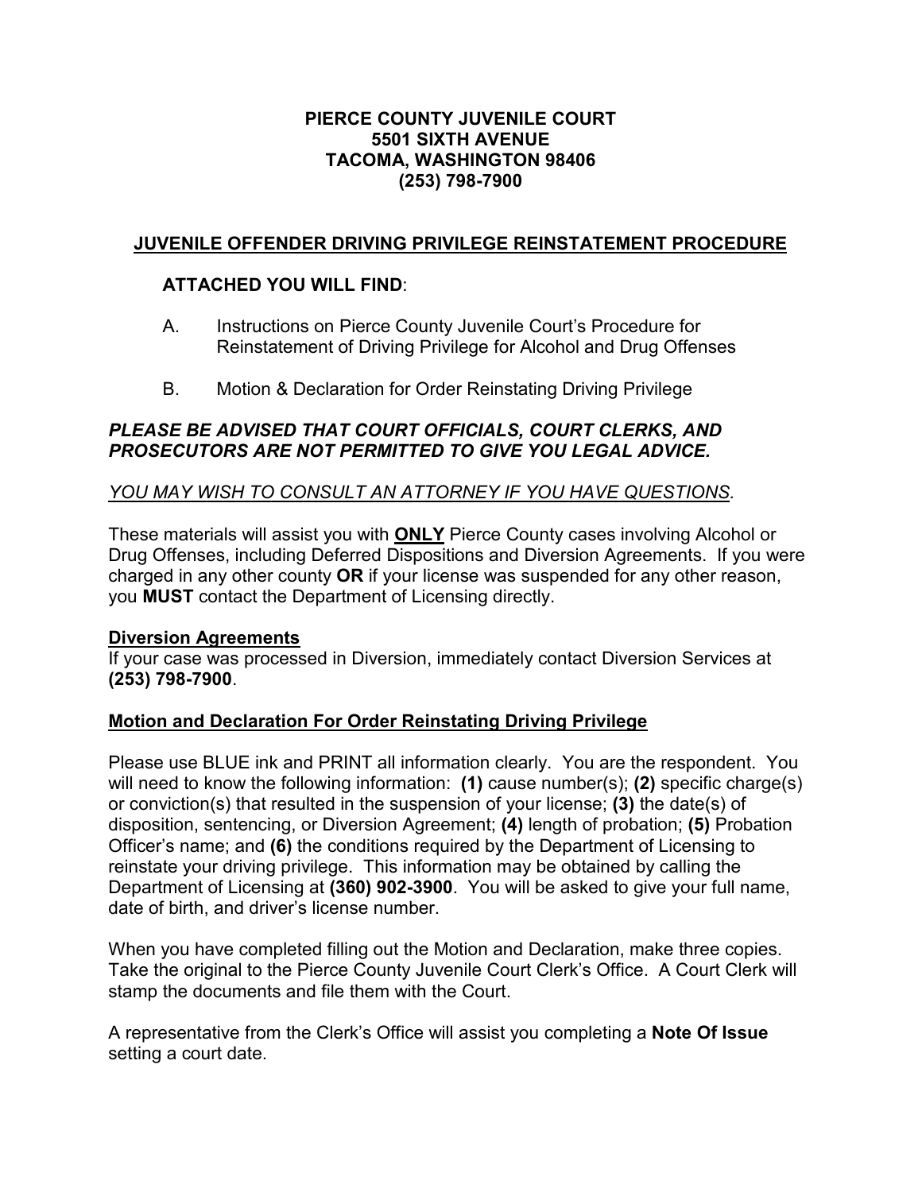**PIERCE COUNTY JUVENILE COURT**
**5501 SIXTH AVENUE**
**TACOMA, WASHINGTON 98406**
**(253) 798-7900**

## <u>JUVENILE OFFENDER DRIVING PRIVILEGE REINSTATEMENT PROCEDURE</u>

**ATTACHED YOU WILL FIND**:

A. Instructions on Pierce County Juvenile Court's Procedure for Reinstatement of Driving Privilege for Alcohol and Drug Offenses

B. Motion & Declaration for Order Reinstating Driving Privilege

***PLEASE BE ADVISED THAT COURT OFFICIALS, COURT CLERKS, AND PROSECUTORS ARE NOT PERMITTED TO GIVE YOU LEGAL ADVICE.***

*<u>YOU MAY WISH TO CONSULT AN ATTORNEY IF YOU HAVE QUESTIONS</u>.*

These materials will assist you with **<u>ONLY</u>** Pierce County cases involving Alcohol or Drug Offenses, including Deferred Dispositions and Diversion Agreements. If you were charged in any other county **OR** if your license was suspended for any other reason, you **MUST** contact the Department of Licensing directly.

**<u>Diversion Agreements</u>**
If your case was processed in Diversion, immediately contact Diversion Services at **(253) 798-7900**.

**<u>Motion and Declaration For Order Reinstating Driving Privilege</u>**

Please use BLUE ink and PRINT all information clearly. You are the respondent. You will need to know the following information: **(1)** cause number(s); **(2)** specific charge(s) or conviction(s) that resulted in the suspension of your license; **(3)** the date(s) of disposition, sentencing, or Diversion Agreement; **(4)** length of probation; **(5)** Probation Officer's name; and **(6)** the conditions required by the Department of Licensing to reinstate your driving privilege. This information may be obtained by calling the Department of Licensing at **(360) 902-3900**. You will be asked to give your full name, date of birth, and driver's license number.

When you have completed filling out the Motion and Declaration, make three copies. Take the original to the Pierce County Juvenile Court Clerk's Office. A Court Clerk will stamp the documents and file them with the Court.

A representative from the Clerk's Office will assist you completing a **Note Of Issue** setting a court date.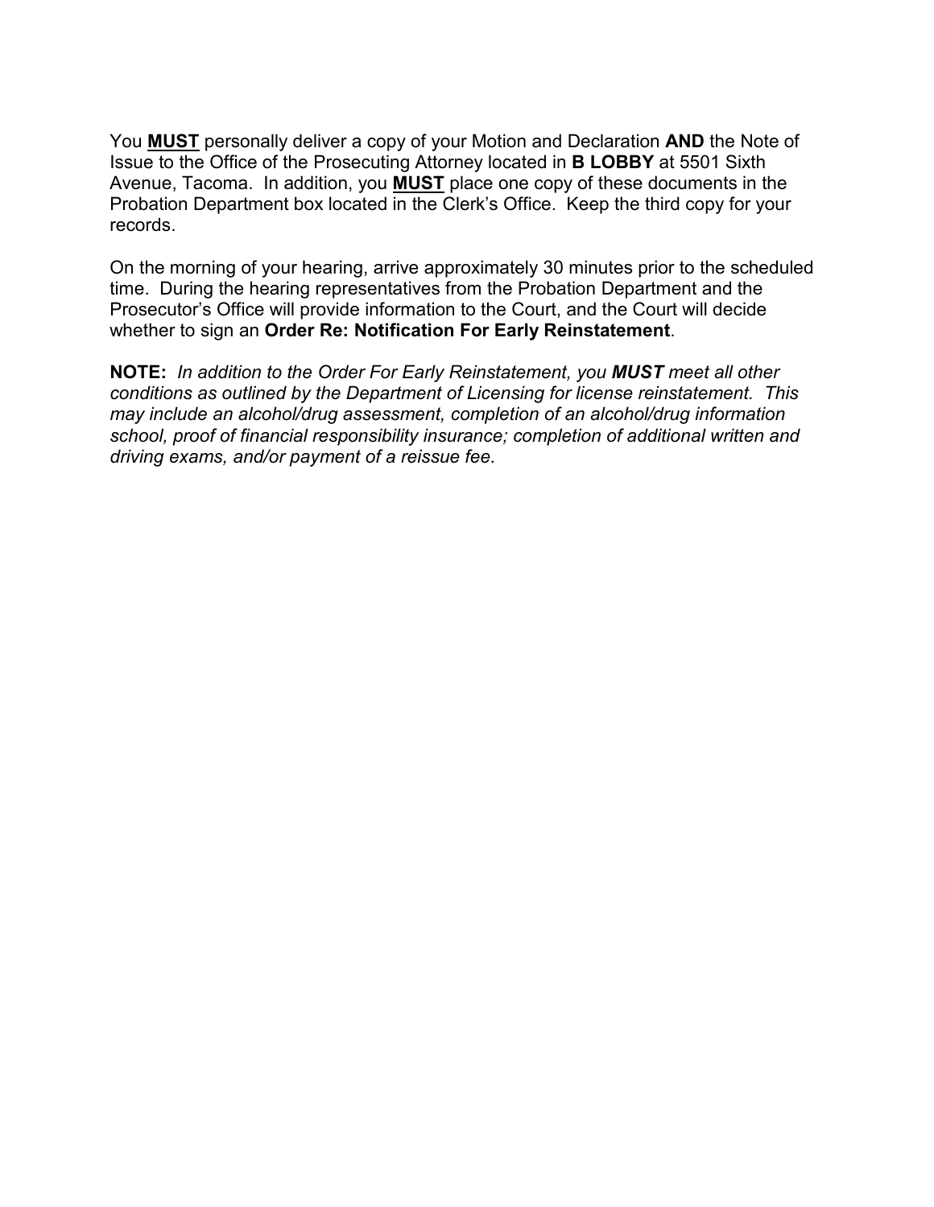You **MUST** personally deliver a copy of your Motion and Declaration **AND** the Note of Issue to the Office of the Prosecuting Attorney located in **B LOBBY** at 5501 Sixth Avenue, Tacoma. In addition, you **MUST** place one copy of these documents in the Probation Department box located in the Clerk's Office. Keep the third copy for your records.

On the morning of your hearing, arrive approximately 30 minutes prior to the scheduled time. During the hearing representatives from the Probation Department and the Prosecutor's Office will provide information to the Court, and the Court will decide whether to sign an **Order Re: Notification For Early Reinstatement**.

**NOTE:** *In addition to the Order For Early Reinstatement, you **MUST** meet all other conditions as outlined by the Department of Licensing for license reinstatement. This may include an alcohol/drug assessment, completion of an alcohol/drug information school, proof of financial responsibility insurance; completion of additional written and driving exams, and/or payment of a reissue fee.*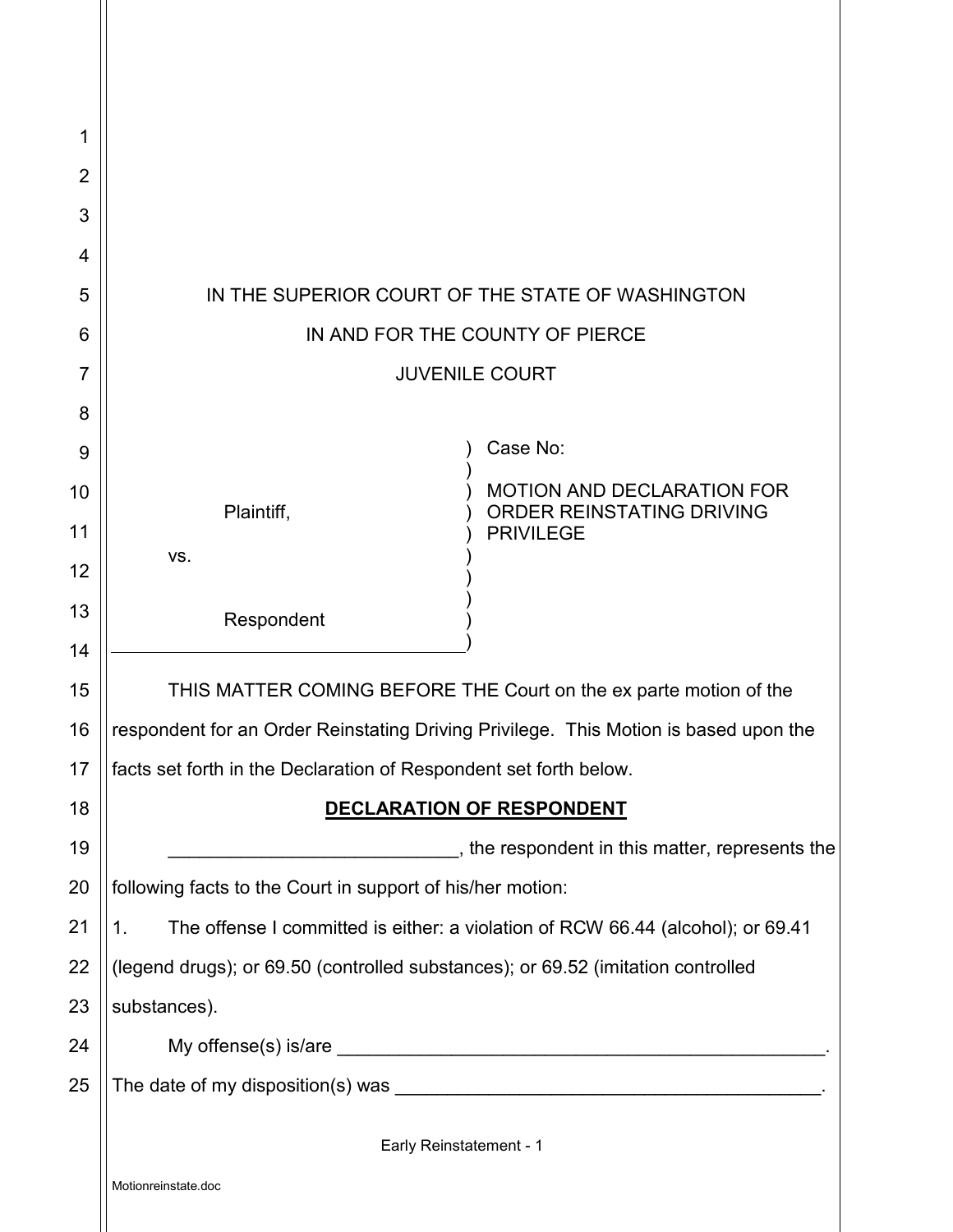IN THE SUPERIOR COURT OF THE STATE OF WASHINGTON

IN AND FOR THE COUNTY OF PIERCE

JUVENILE COURT

| | |
|---|---|
| Plaintiff,<br><br>vs.<br><br>Respondent | Case No:<br><br>MOTION AND DECLARATION FOR ORDER REINSTATING DRIVING PRIVILEGE |

THIS MATTER COMING BEFORE THE Court on the ex parte motion of the respondent for an Order Reinstating Driving Privilege. This Motion is based upon the facts set forth in the Declaration of Respondent set forth below.

**DECLARATION OF RESPONDENT**

____________________________, the respondent in this matter, represents the following facts to the Court in support of his/her motion:

1. The offense I committed is either: a violation of RCW 66.44 (alcohol); or 69.41 (legend drugs); or 69.50 (controlled substances); or 69.52 (imitation controlled substances).

My offense(s) is/are __________________________________________________.

The date of my disposition(s) was _________________________________________.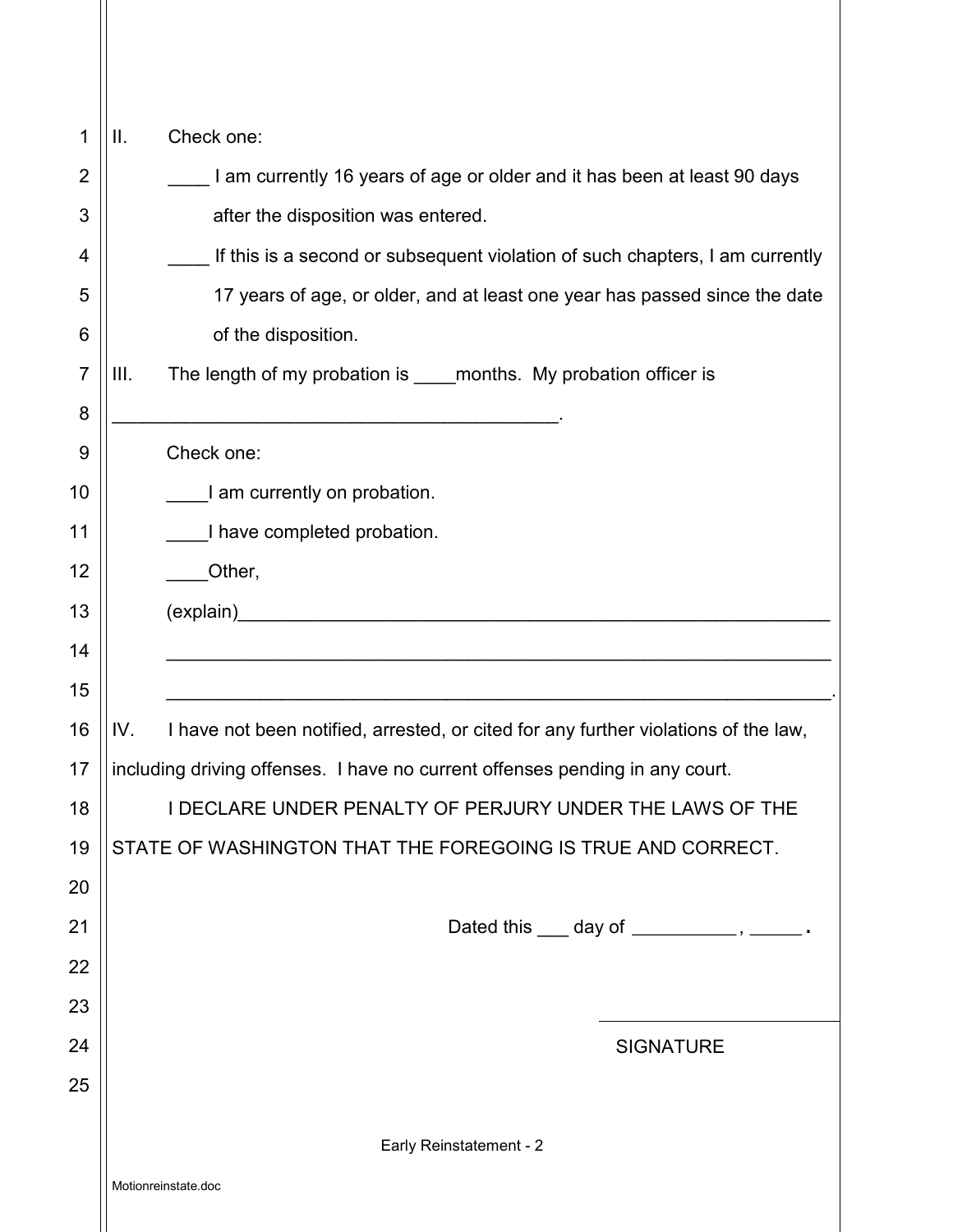II. Check one:

____ I am currently 16 years of age or older and it has been at least 90 days after the disposition was entered.

____ If this is a second or subsequent violation of such chapters, I am currently 17 years of age, or older, and at least one year has passed since the date of the disposition.

III. The length of my probation is ____months. My probation officer is ____________________________________________.

Check one:

____I am currently on probation.

____I have completed probation.

____Other,

(explain)____________________________________________________________

_____________________________________________________________________

_____________________________________________________________________.

IV. I have not been notified, arrested, or cited for any further violations of the law, including driving offenses. I have no current offenses pending in any court.

I DECLARE UNDER PENALTY OF PERJURY UNDER THE LAWS OF THE STATE OF WASHINGTON THAT THE FOREGOING IS TRUE AND CORRECT.

Dated this ___ day of __________ , _____ .

_______________________

SIGNATURE

Early Reinstatement - 2

Motionreinstate.doc